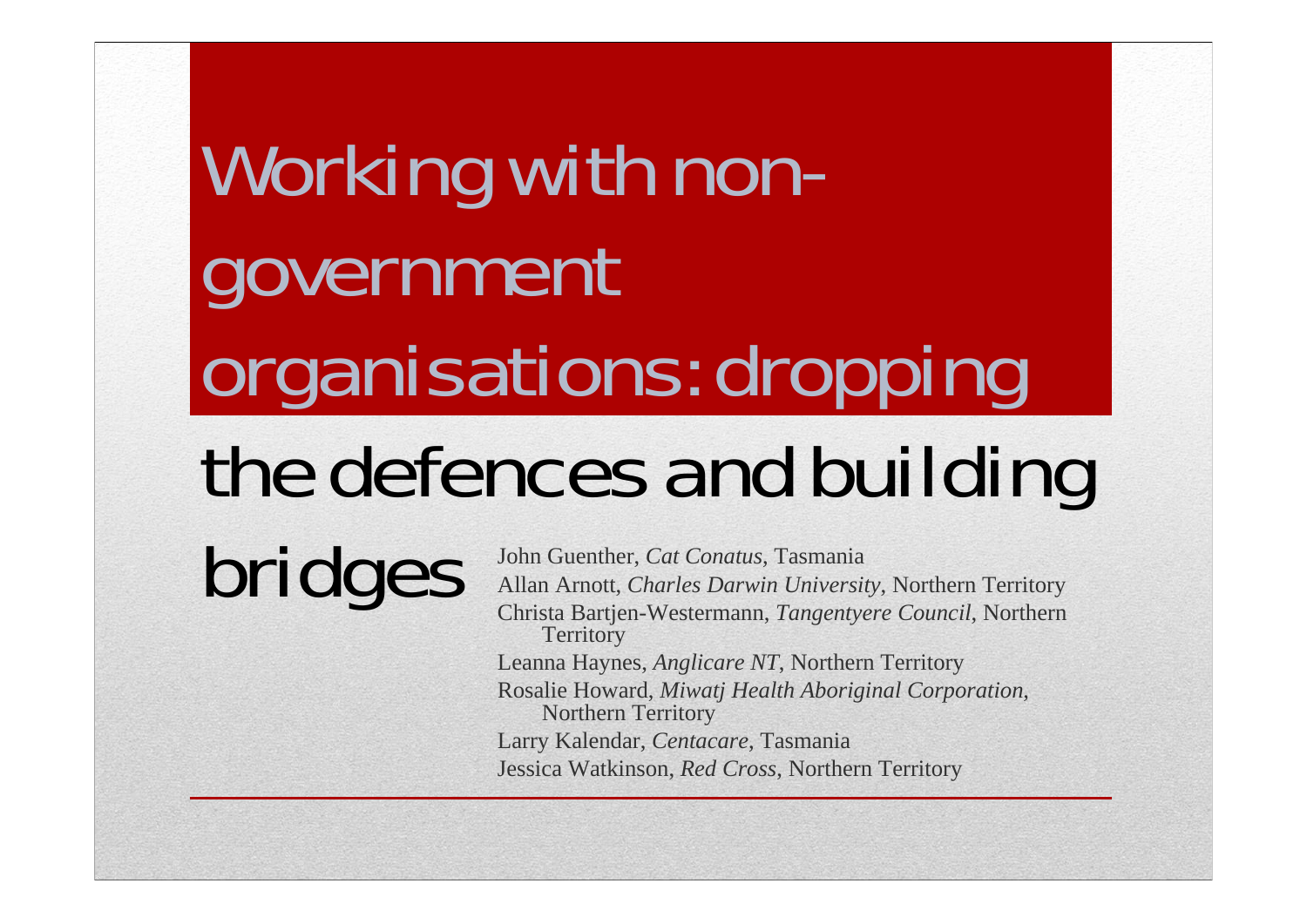# Working with non-government organisations: dropping the defences and building bridges

John Guenther, *Cat Conatus*, Tasmania

Allan Arnott, *Charles Darwin University*, Northern Territory

Christa Bartjen-Westermann, *Tangentyere Council*, Northern Territory

Leanna Haynes, *Anglicare NT*, Northern Territory

Rosalie Howard, *Miwatj Health Aboriginal Corporation*, Northern Territory

Larry Kalendar, *Centacare*, Tasmania

Jessica Watkinson, *Red Cross*, Northern Territory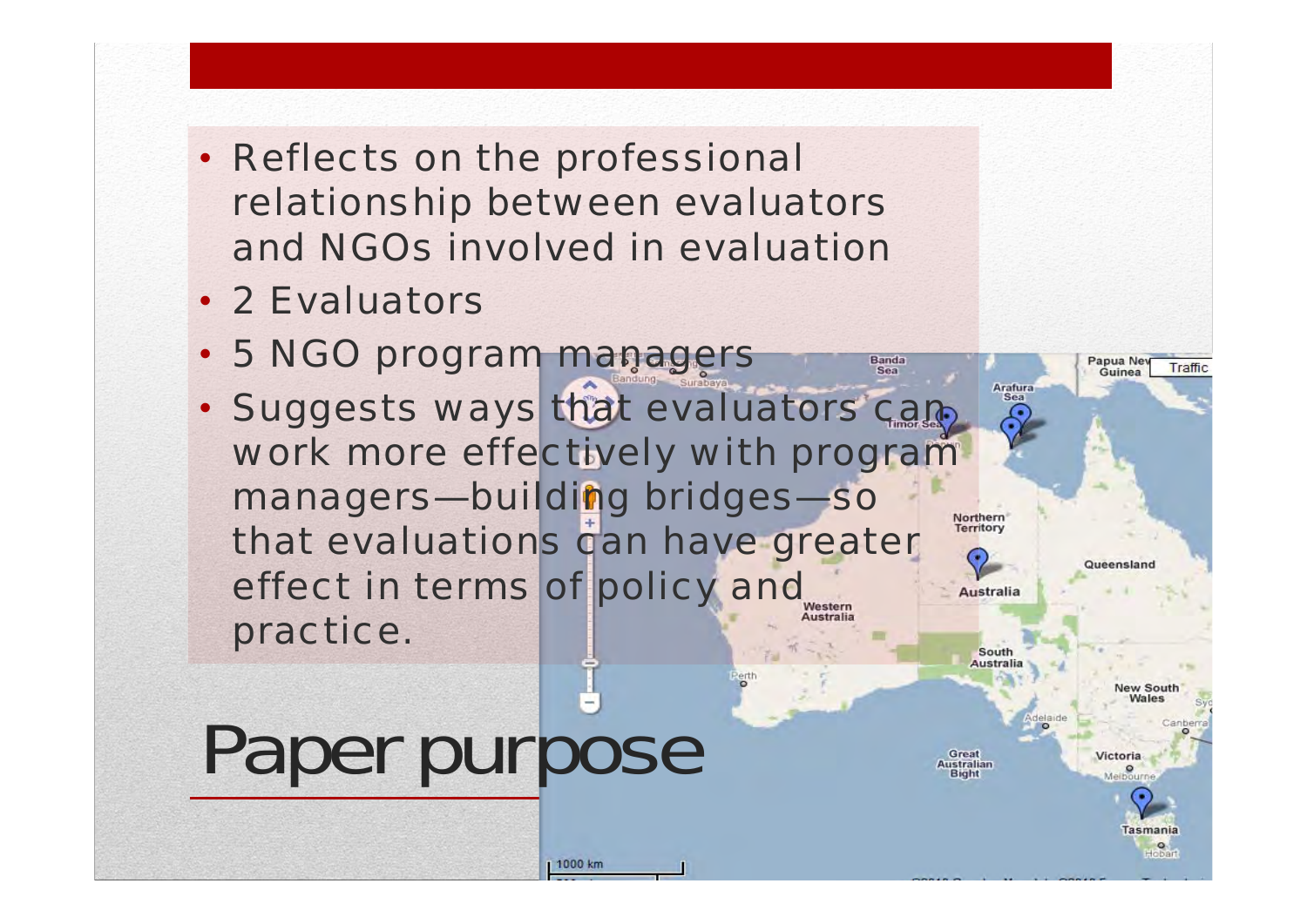# Paper purpose

- Reflects on the professional relationship between evaluators and NGOs involved in evaluation
- 2 Evaluators
- 5 NGO program managers
- Suggests ways that evaluators can work more effectively with program managers—building bridges—so that evaluations can have greater effect in terms of policy and practice.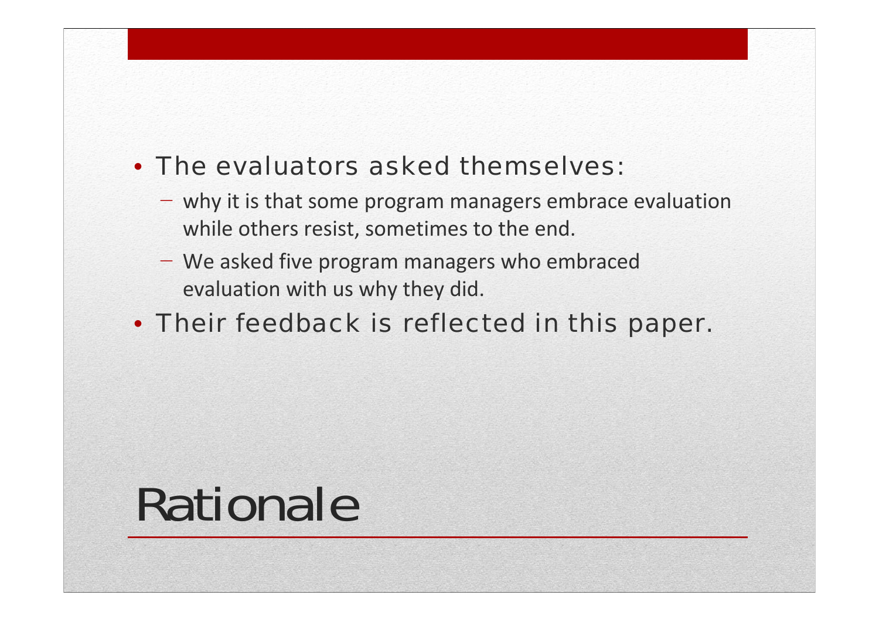# Rationale

- The evaluators asked themselves:
  - why it is that some program managers embrace evaluation while others resist, sometimes to the end.
  - We asked five program managers who embraced evaluation with us why they did.
- Their feedback is reflected in this paper.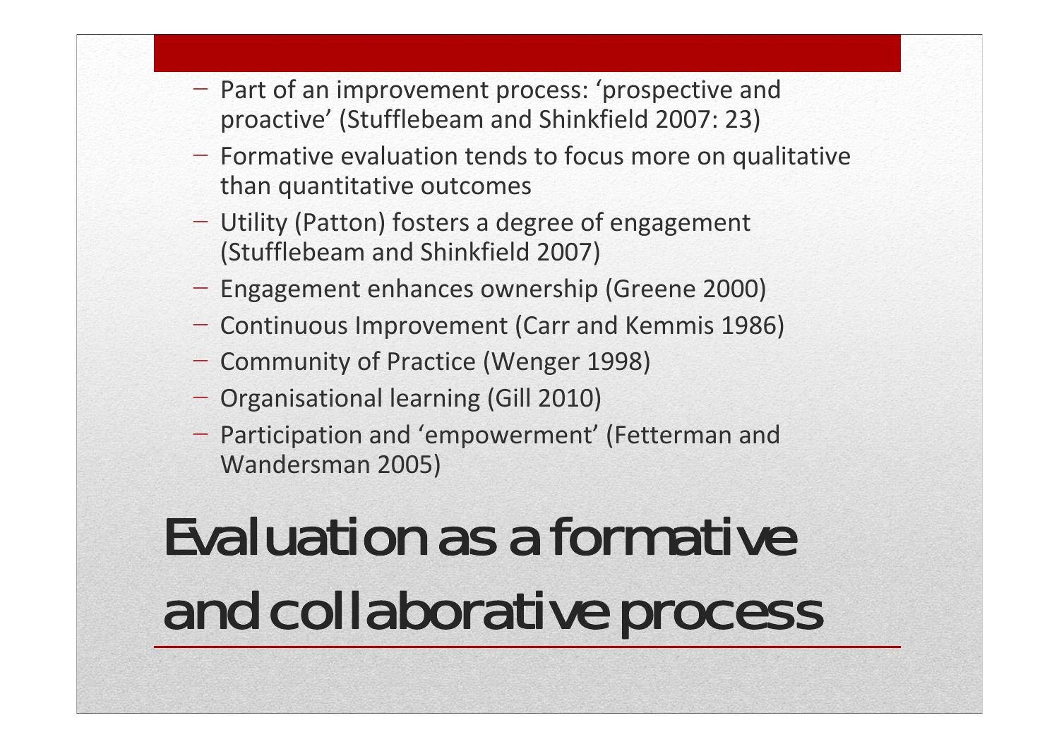# Evaluation as a formative and collaborative process

- Part of an improvement process: 'prospective and proactive' (Stufflebeam and Shinkfield 2007: 23)
- Formative evaluation tends to focus more on qualitative than quantitative outcomes
- Utility (Patton) fosters a degree of engagement (Stufflebeam and Shinkfield 2007)
- Engagement enhances ownership (Greene 2000)
- Continuous Improvement (Carr and Kemmis 1986)
- Community of Practice (Wenger 1998)
- Organisational learning (Gill 2010)
- Participation and 'empowerment' (Fetterman and Wandersman 2005)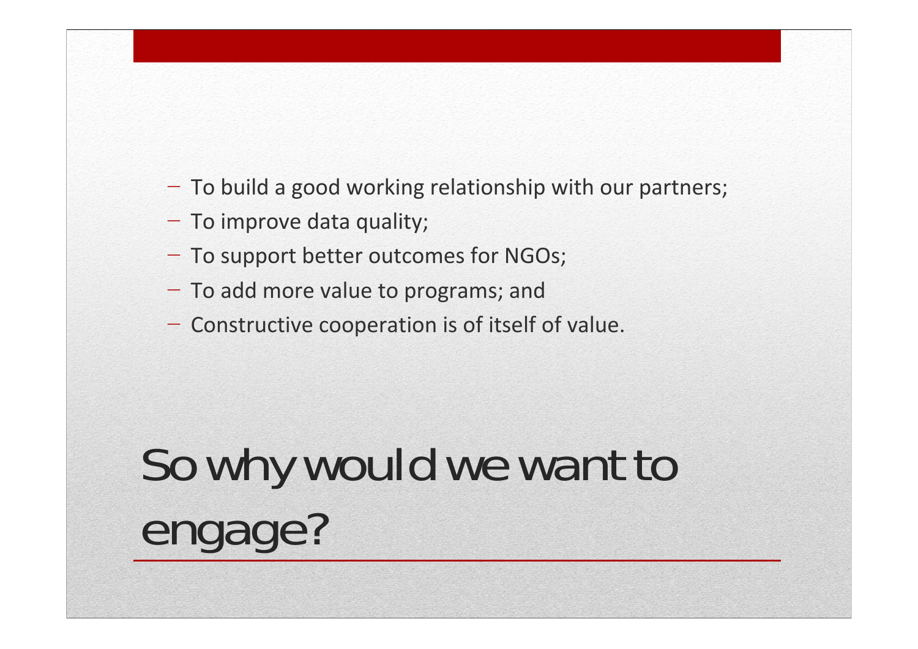# So why would we want to engage?

- To build a good working relationship with our partners;
- To improve data quality;
- To support better outcomes for NGOs;
- To add more value to programs; and
- Constructive cooperation is of itself of value.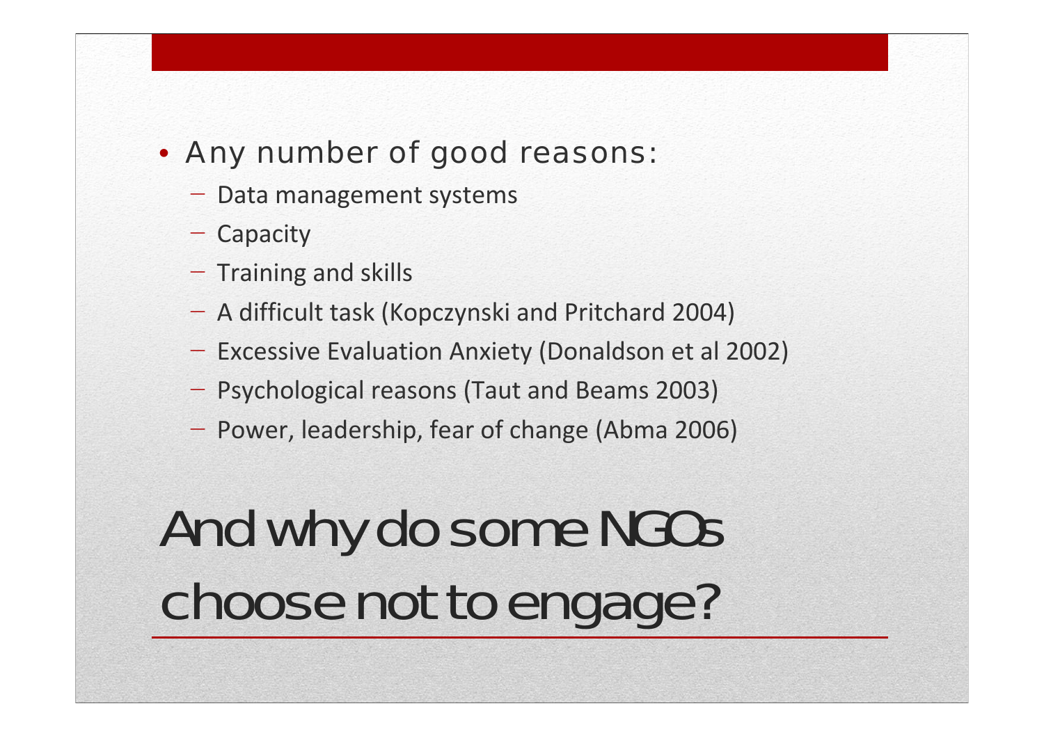- Any number of good reasons:
  - Data management systems
  - Capacity
  - Training and skills
  - A difficult task (Kopczynski and Pritchard 2004)
  - Excessive Evaluation Anxiety (Donaldson et al 2002)
  - Psychological reasons (Taut and Beams 2003)
  - Power, leadership, fear of change (Abma 2006)

# And why do some NGOs choose not to engage?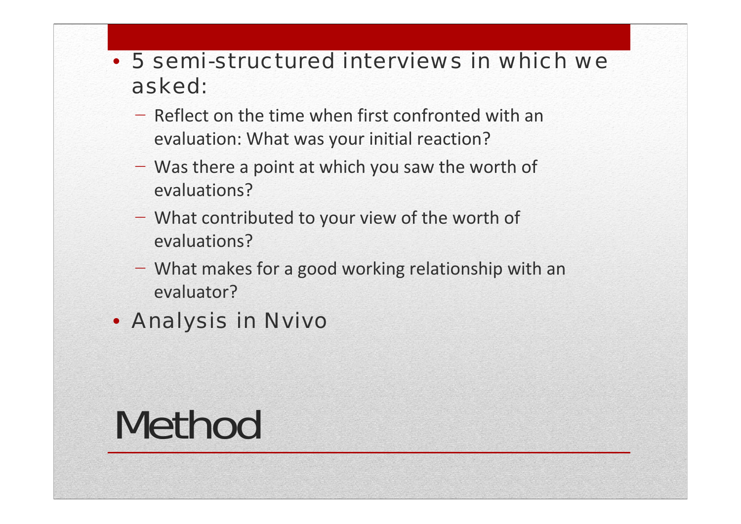# Method

- 5 semi-structured interviews in which we asked:
  - Reflect on the time when first confronted with an evaluation: What was your initial reaction?
  - Was there a point at which you saw the worth of evaluations?
  - What contributed to your view of the worth of evaluations?
  - What makes for a good working relationship with an evaluator?
- Analysis in Nvivo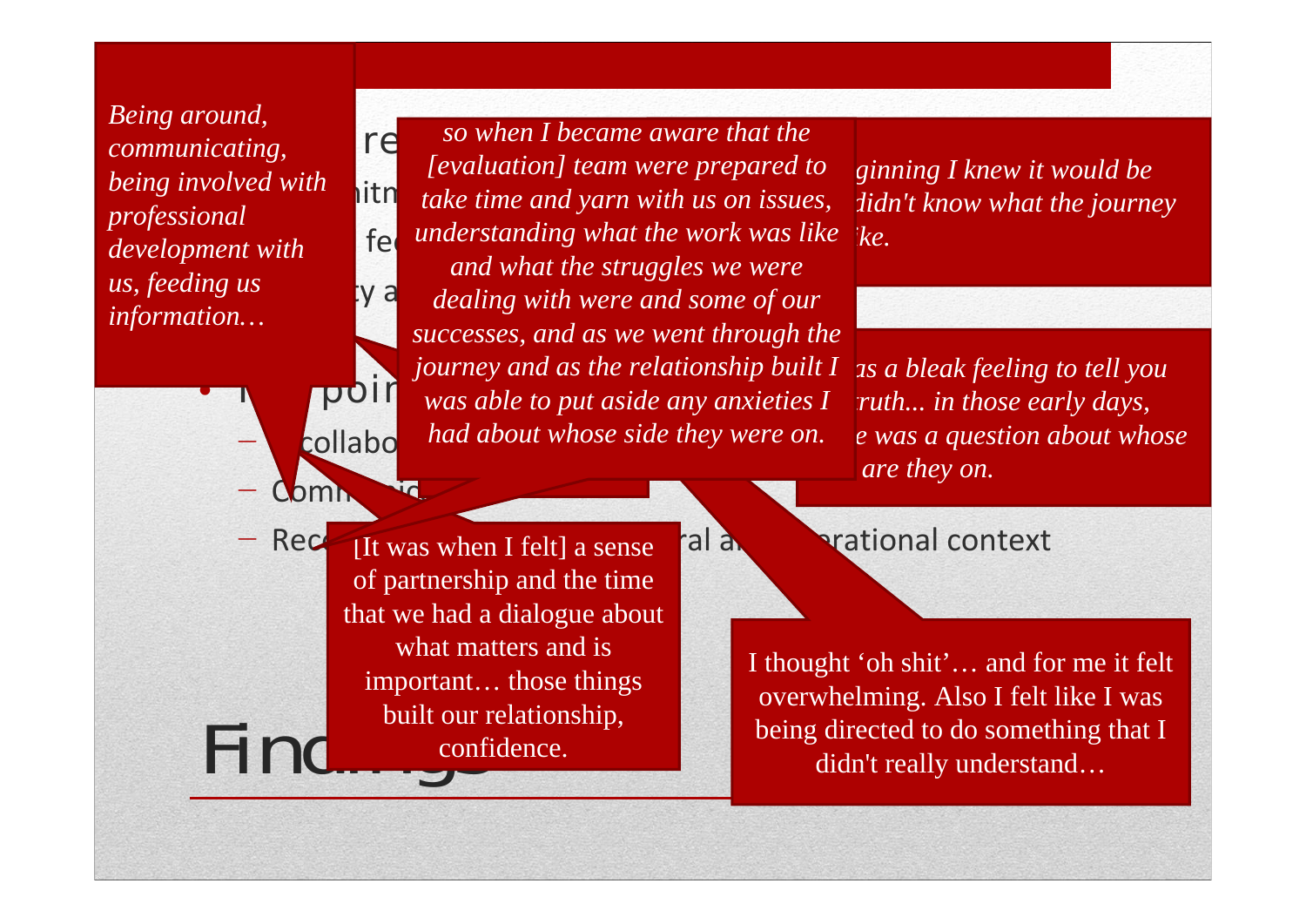*Being around, communicating, being involved with professional development with us, feeding us information…*

*so when I became aware that the [evaluation] team were prepared to take time and yarn with us on issues, understanding what the work was like and what the struggles we were dealing with were and some of our successes, and as we went through the journey and as the relationship built I was able to put aside any anxieties I had about whose side they were on.*

*…ginning I knew it would be …didn't know what the journey …ke.*

*…as a bleak feeling to tell you …ruth... in those early days, …e was a question about whose … are they on.*

[It was when I felt] a sense of partnership and the time that we had a dialogue about what matters and is important… those things built our relationship, confidence.

I thought 'oh shit'… and for me it felt overwhelming. Also I felt like I was being directed to do something that I didn't really understand…

- …re…
- …itm…
- …fe…
- …y a…
- …poi…
  - …collabo…
  - Comm…
  - Rec… …ral a… …erational context

# Find…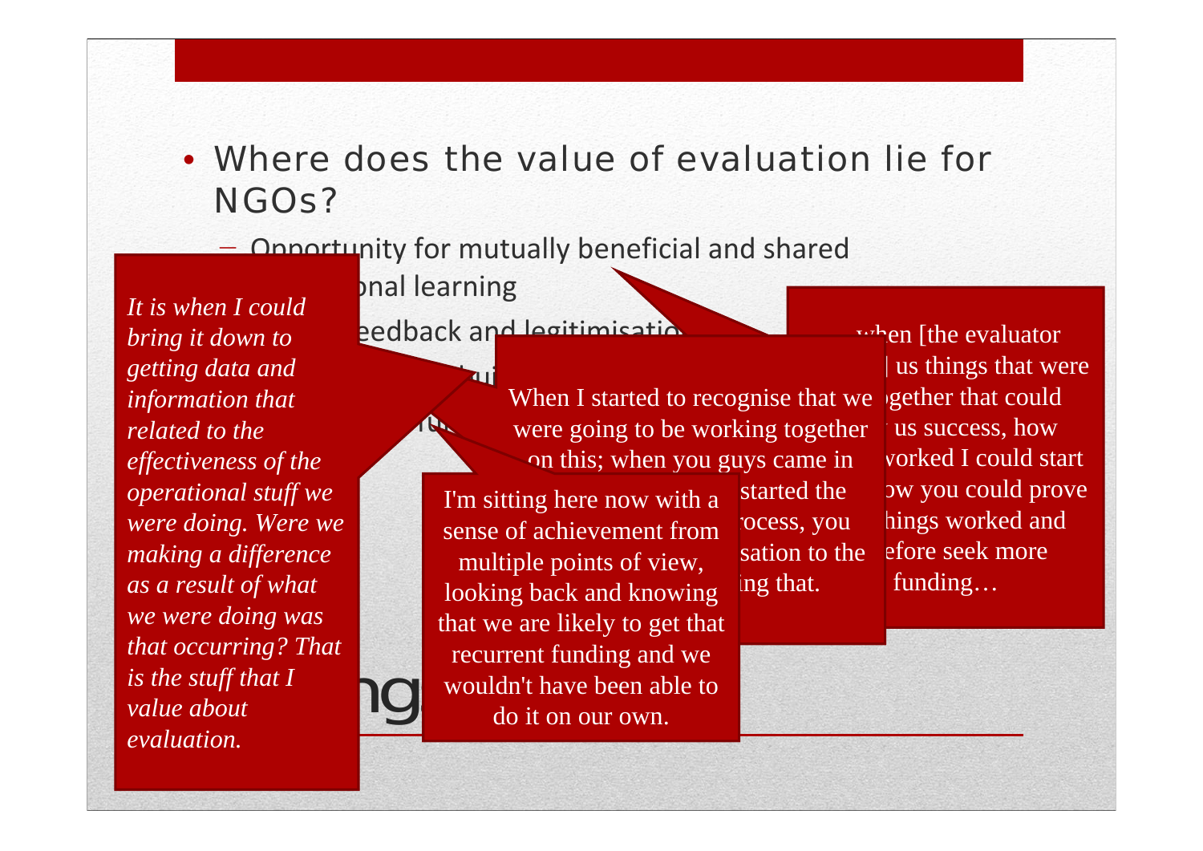- Where does the value of evaluation lie for NGOs?
  - Opportunity for mutually beneficial and shared ...onal learning
  - ...eedback and legitimisatio...

*It is when I could bring it down to getting data and information that related to the effectiveness of the operational stuff we were doing. Were we making a difference as a result of what we were doing was that occurring? That is the stuff that I value about evaluation.*

When I started to recognise that we were going to be working together on this; when you guys came in ... started the ... rocess, you ... sation to the ... ing that.

I'm sitting here now with a sense of achievement from multiple points of view, looking back and knowing that we are likely to get that recurrent funding and we wouldn't have been able to do it on our own.

...when [the evaluator ...] us things that were ...gether that could ... us success, how ...worked I could start ...ow you could prove ...hings worked and ...efore seek more funding…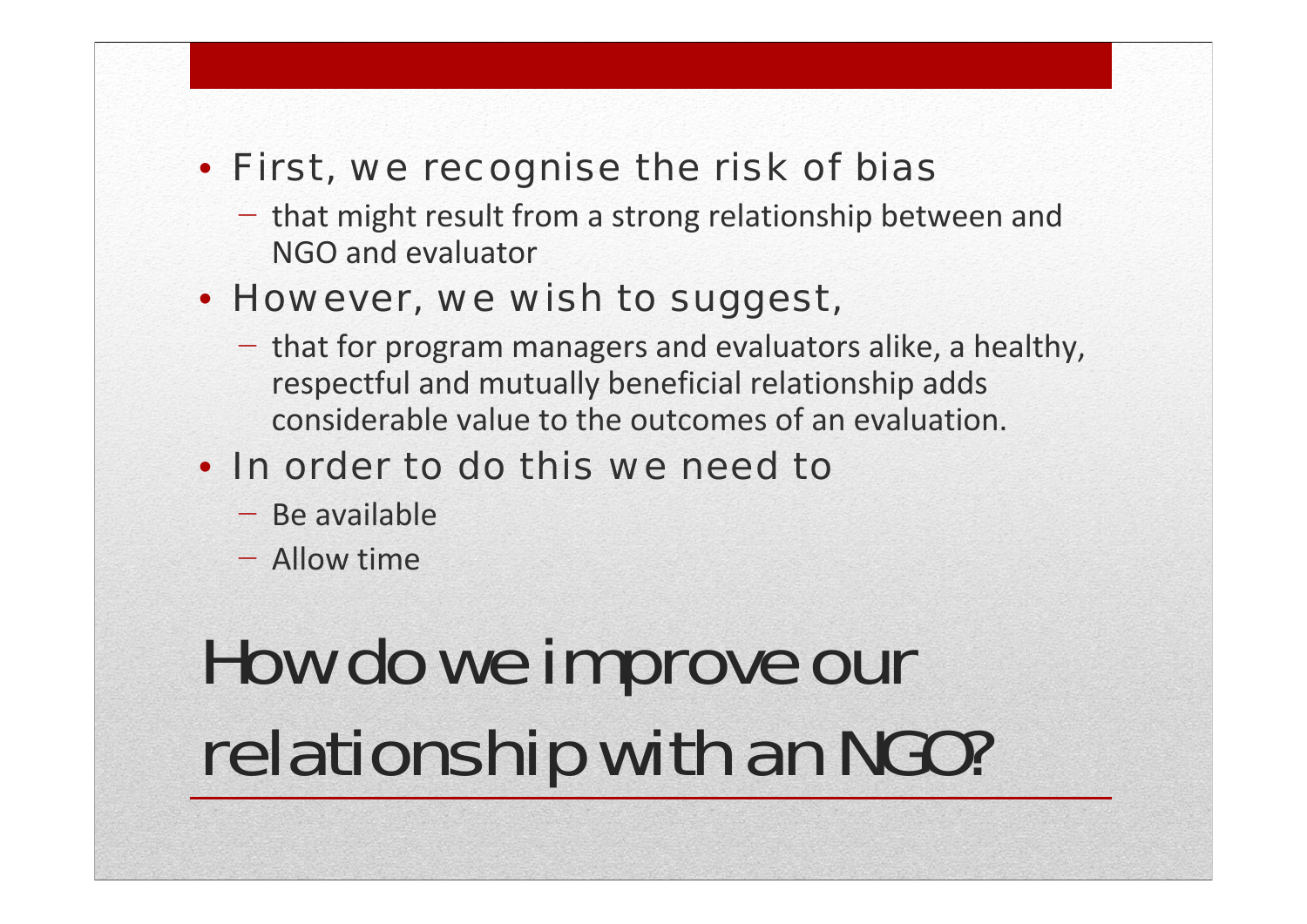- First, we recognise the risk of bias
  - that might result from a strong relationship between and NGO and evaluator
- However, we wish to suggest,
  - that for program managers and evaluators alike, a healthy, respectful and mutually beneficial relationship adds considerable value to the outcomes of an evaluation.
- In order to do this we need to
  - Be available
  - Allow time

# How do we improve our relationship with an NGO?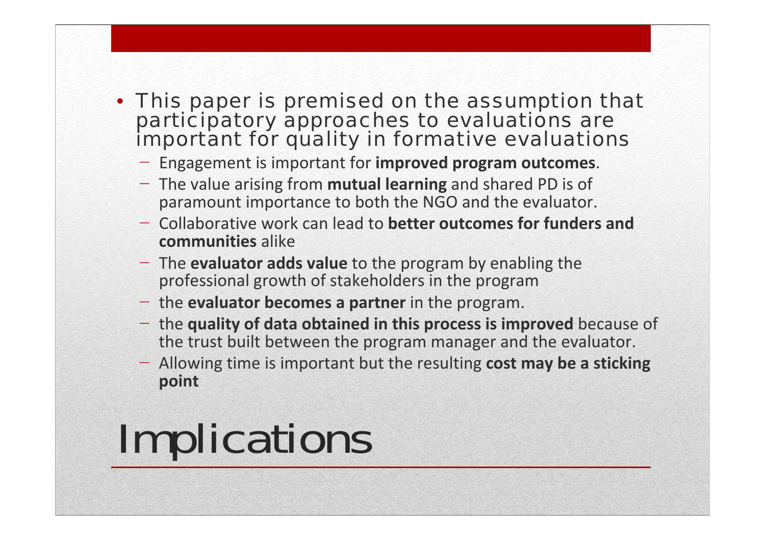- This paper is premised on the assumption that participatory approaches to evaluations are important for quality in formative evaluations
  - Engagement is important for **improved program outcomes**.
  - The value arising from **mutual learning** and shared PD is of paramount importance to both the NGO and the evaluator.
  - Collaborative work can lead to **better outcomes for funders and communities** alike
  - The **evaluator adds value** to the program by enabling the professional growth of stakeholders in the program
  - the **evaluator becomes a partner** in the program.
  - the **quality of data obtained in this process is improved** because of the trust built between the program manager and the evaluator.
  - Allowing time is important but the resulting **cost may be a sticking point**

# Implications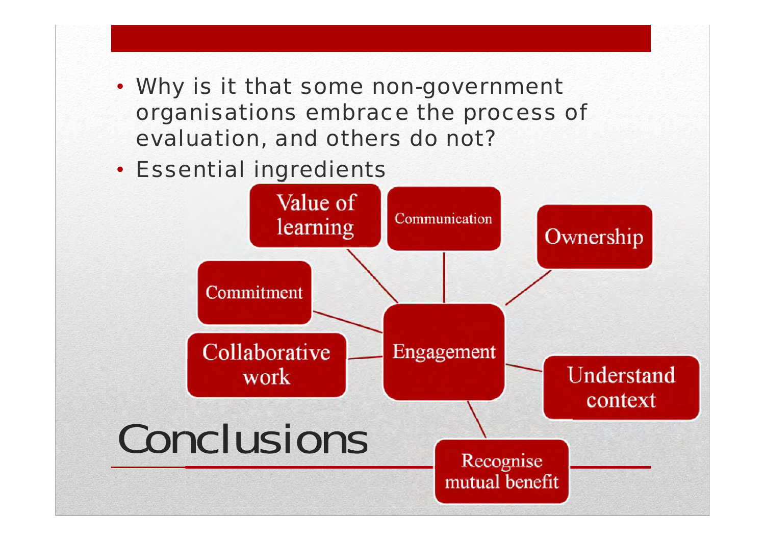# Conclusions

- Why is it that some non-government organisations embrace the process of evaluation, and others do not?
- Essential ingredients

Engagement

- Value of learning
- Communication
- Ownership
- Commitment
- Collaborative work
- Understand context
- Recognise mutual benefit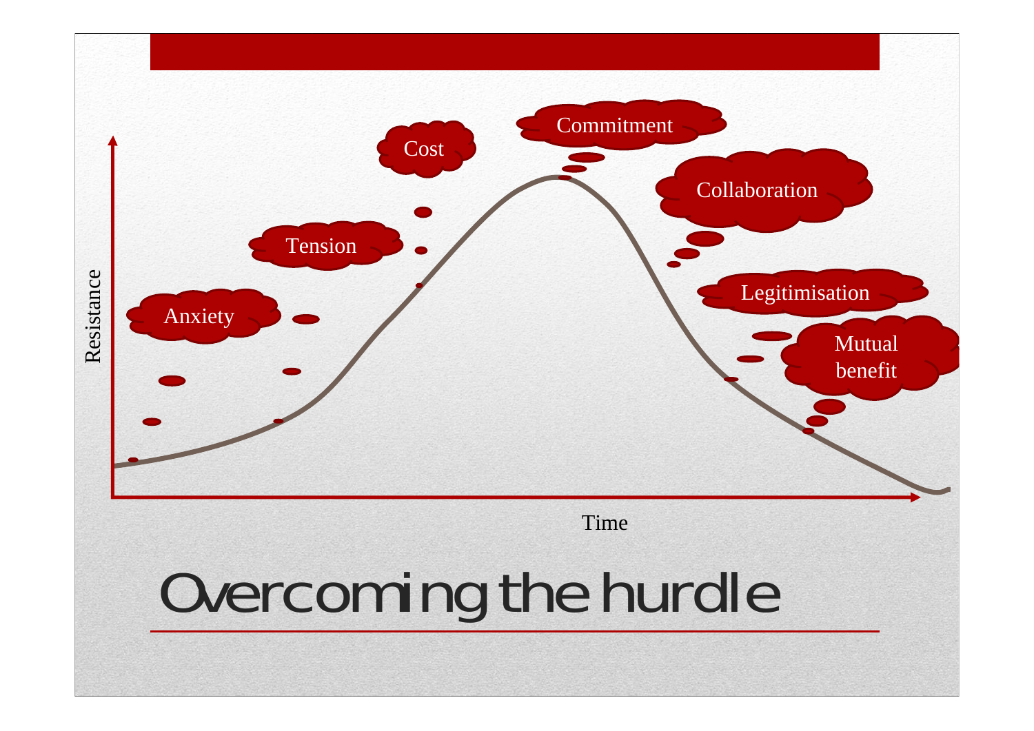Resistance

Anxiety

Tension

Cost

Commitment

Collaboration

Legitimisation

Mutual benefit

Time

# Overcoming the hurdle